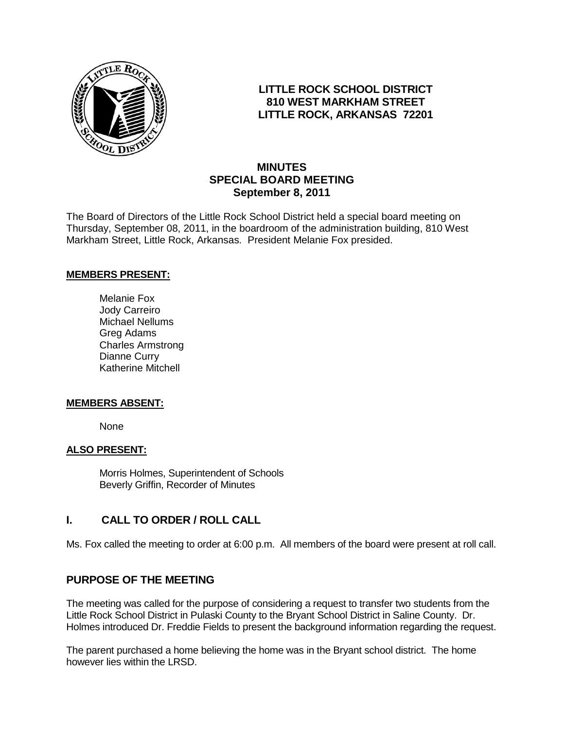# LITTLE ROCK SCHOOL DISTRICT
**810 WEST MARKHAM STREET**
**LITTLE ROCK, ARKANSAS 72201**

## MINUTES
## SPECIAL BOARD MEETING
## September 8, 2011

The Board of Directors of the Little Rock School District held a special board meeting on Thursday, September 08, 2011, in the boardroom of the administration building, 810 West Markham Street, Little Rock, Arkansas. President Melanie Fox presided.

**MEMBERS PRESENT:**

Melanie Fox
Jody Carreiro
Michael Nellums
Greg Adams
Charles Armstrong
Dianne Curry
Katherine Mitchell

**MEMBERS ABSENT:**

None

**ALSO PRESENT:**

Morris Holmes, Superintendent of Schools
Beverly Griffin, Recorder of Minutes

## I. CALL TO ORDER / ROLL CALL

Ms. Fox called the meeting to order at 6:00 p.m. All members of the board were present at roll call.

## PURPOSE OF THE MEETING

The meeting was called for the purpose of considering a request to transfer two students from the Little Rock School District in Pulaski County to the Bryant School District in Saline County. Dr. Holmes introduced Dr. Freddie Fields to present the background information regarding the request.

The parent purchased a home believing the home was in the Bryant school district. The home however lies within the LRSD.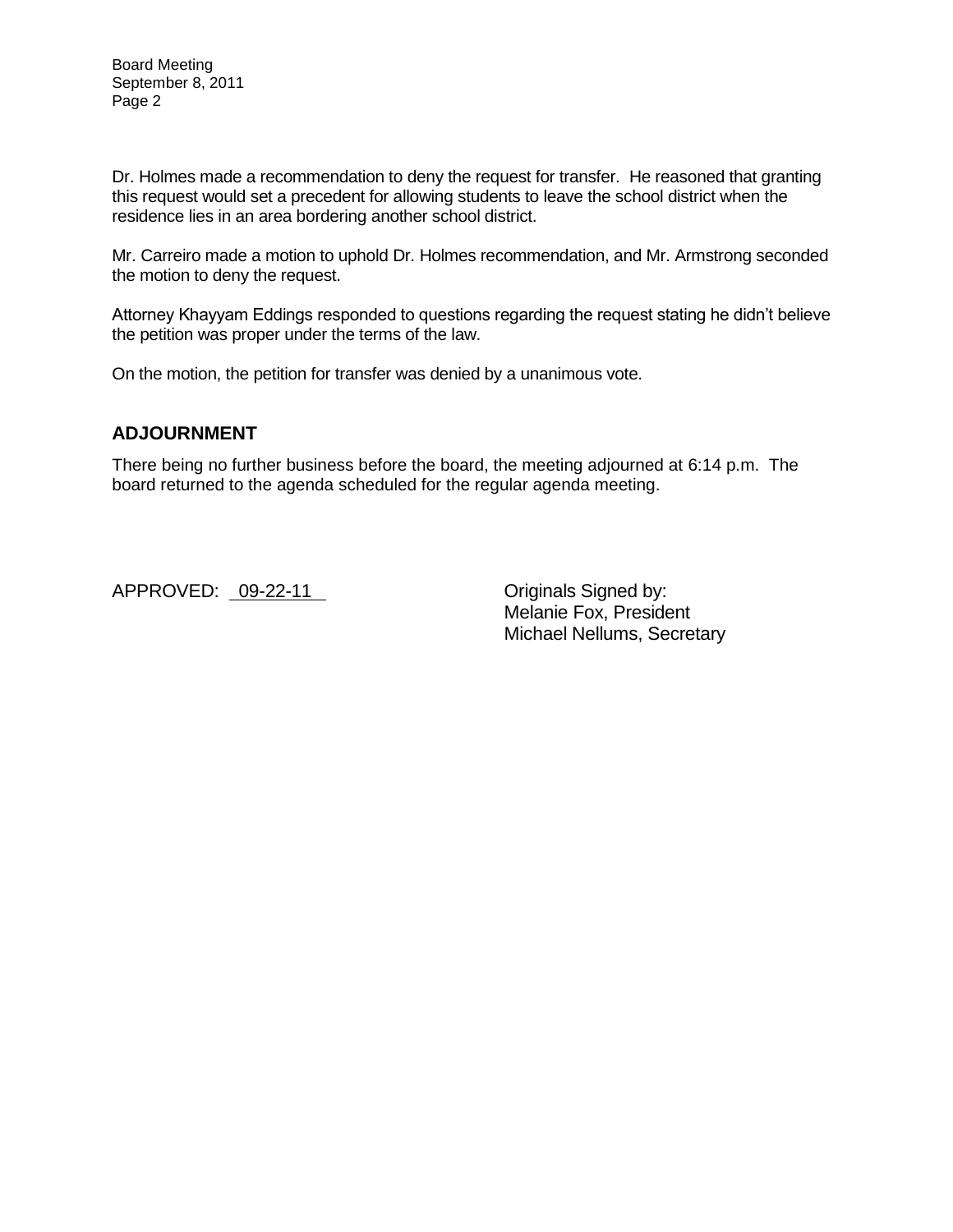Dr. Holmes made a recommendation to deny the request for transfer. He reasoned that granting this request would set a precedent for allowing students to leave the school district when the residence lies in an area bordering another school district.

Mr. Carreiro made a motion to uphold Dr. Holmes recommendation, and Mr. Armstrong seconded the motion to deny the request.

Attorney Khayyam Eddings responded to questions regarding the request stating he didn't believe the petition was proper under the terms of the law.

On the motion, the petition for transfer was denied by a unanimous vote.

## ADJOURNMENT

There being no further business before the board, the meeting adjourned at 6:14 p.m. The board returned to the agenda scheduled for the regular agenda meeting.

APPROVED: 09-22-11

Originals Signed by:
Melanie Fox, President
Michael Nellums, Secretary